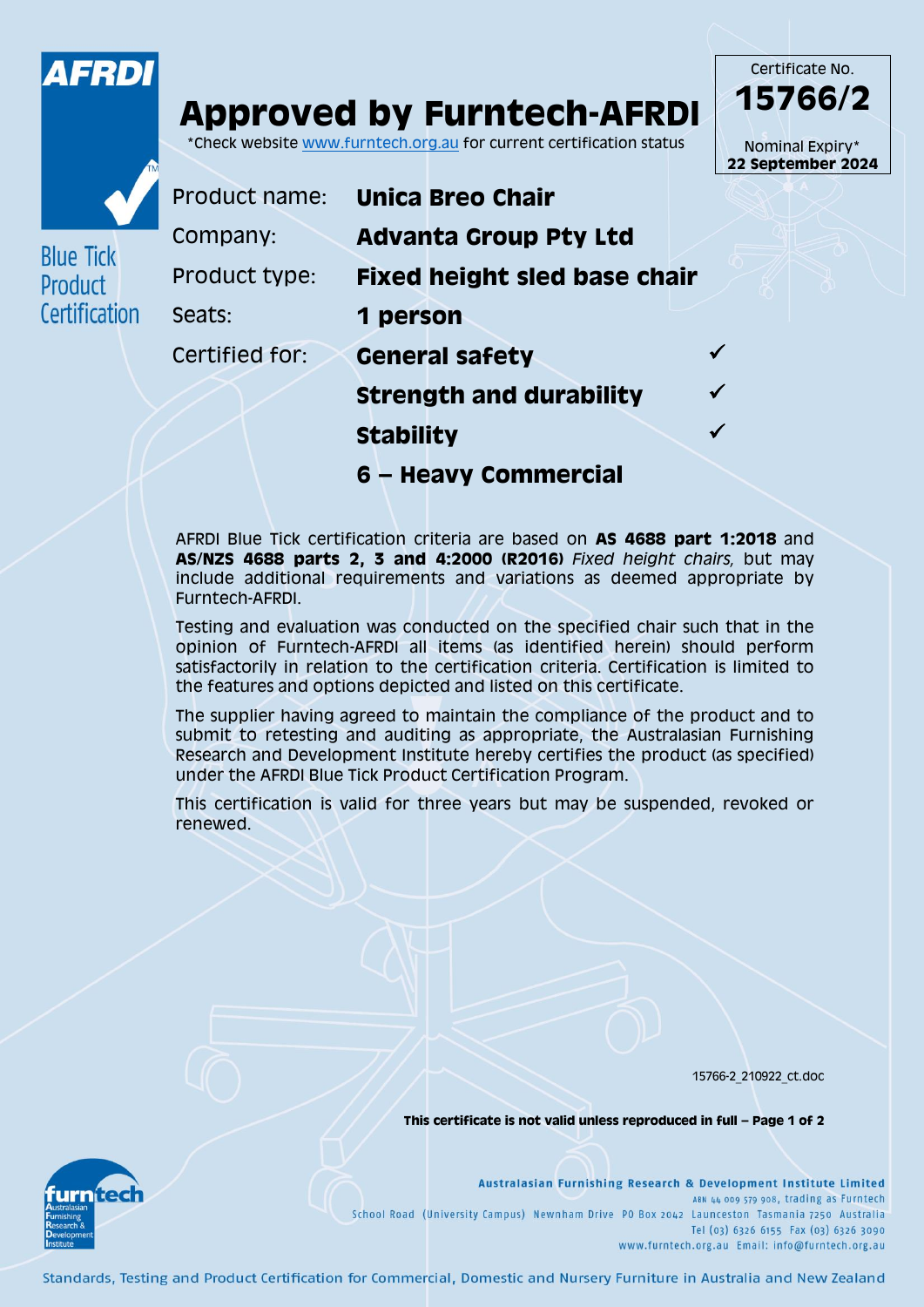AFRDI

Blue Tick Product Certification

# Approved by Furntech-AFRDI

*Check website www.furntech.org.au for current certification status

Certificate No.
**15766/2**

Nominal Expiry*
**22 September 2024**

| | |
|---|---|
| Product name: | **Unica Breo Chair** |
| Company: | **Advanta Group Pty Ltd** |
| Product type: | **Fixed height sled base chair** |
| Seats: | **1 person** |
| Certified for: | **General safety** ✓ |
| | **Strength and durability** ✓ |
| | **Stability** ✓ |
| | **6 – Heavy Commercial** |

AFRDI Blue Tick certification criteria are based on **AS 4688 part 1:2018** and **AS/NZS 4688 parts 2, 3 and 4:2000 (R2016)** *Fixed height chairs,* but may include additional requirements and variations as deemed appropriate by Furntech-AFRDI.

Testing and evaluation was conducted on the specified chair such that in the opinion of Furntech-AFRDI all items (as identified herein) should perform satisfactorily in relation to the certification criteria. Certification is limited to the features and options depicted and listed on this certificate.

The supplier having agreed to maintain the compliance of the product and to submit to retesting and auditing as appropriate, the Australasian Furnishing Research and Development Institute hereby certifies the product (as specified) under the AFRDI Blue Tick Product Certification Program.

This certification is valid for three years but may be suspended, revoked or renewed.

15766-2_210922_ct.doc

**This certificate is not valid unless reproduced in full**

furntech – Australasian Furnishing Research & Development Institute

**Australasian Furnishing Research & Development Institute Limited**
ABN 44 009 579 908, trading as Furntech
School Road (University Campus) Newnham Drive PO Box 2042 Launceston Tasmania 7250 Australia
Tel (03) 6326 6155 Fax (03) 6326 3090
www.furntech.org.au Email: info@furntech.org.au

Standards, Testing and Product Certification for Commercial, Domestic and Nursery Furniture in Australia and New Zealand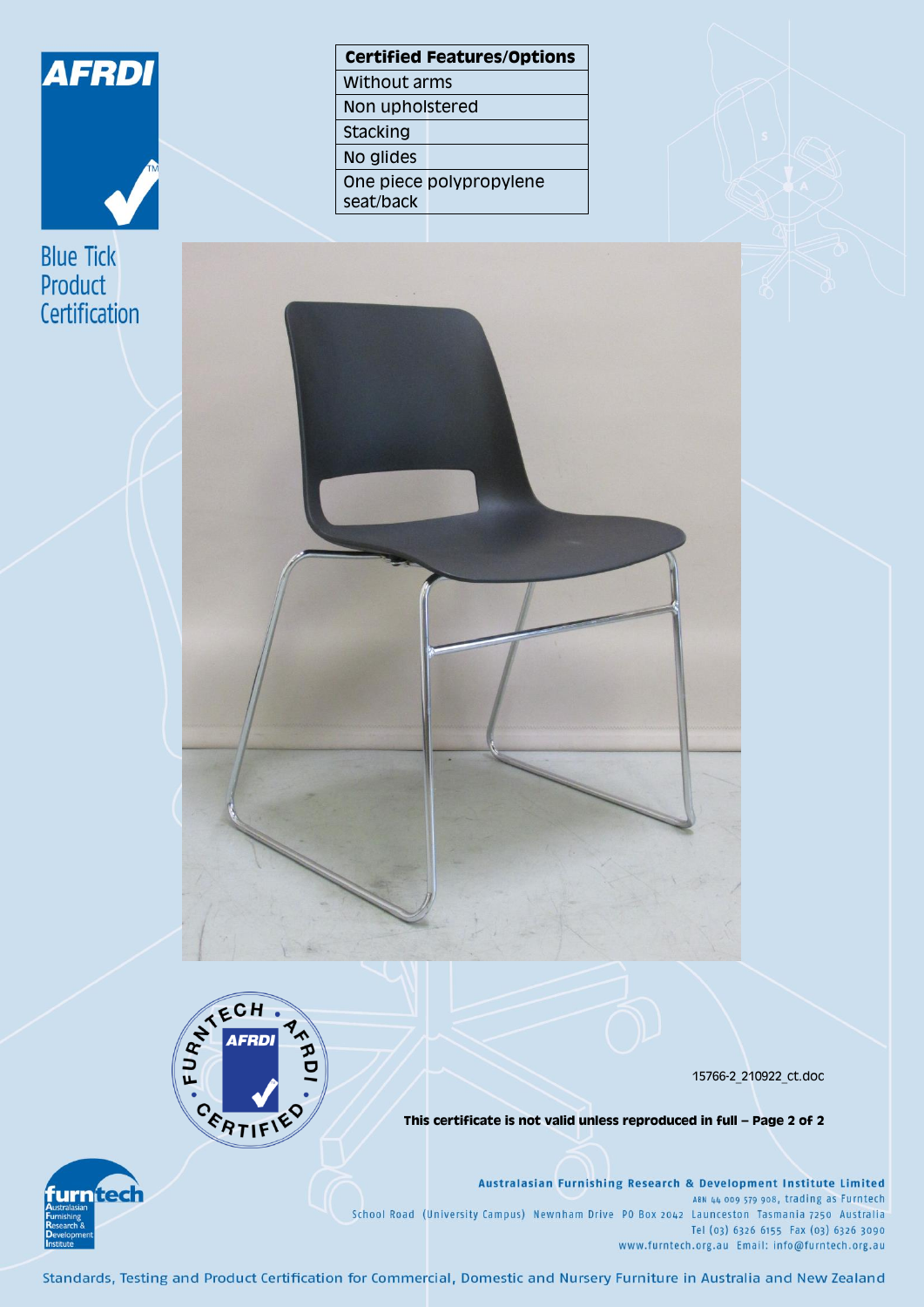AFDRI

Blue Tick Product Certification

| Certified Features/Options |
|---|
| Without arms |
| Non upholstered |
| Stacking |
| No glides |
| One piece polypropylene seat/back |

15766-2_210922_ct.doc

**This certificate is not valid unless reproduced in full – Page 2 of 2**

**Australasian Furnishing Research & Development Institute Limited**
ABN 44 009 579 908, trading as Furntech
School Road (University Campus) Newnham Drive PO Box 2042 Launceston Tasmania 7250 Australia
Tel (03) 6326 6155 Fax (03) 6326 3090
www.furntech.org.au Email: info@furntech.org.au

Standards, Testing and Product Certification for Commercial, Domestic and Nursery Furniture in Australia and New Zealand